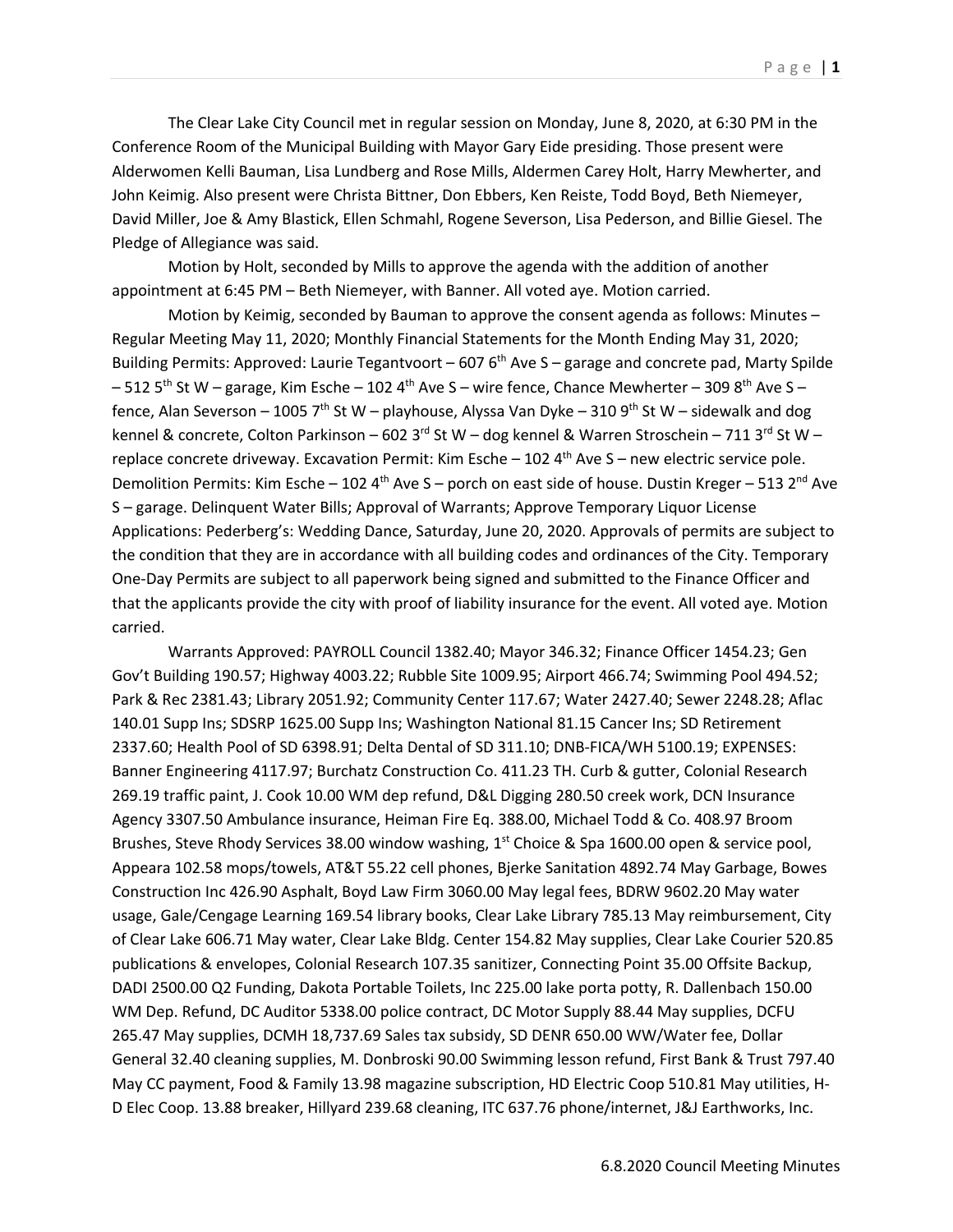The Clear Lake City Council met in regular session on Monday, June 8, 2020, at 6:30 PM in the Conference Room of the Municipal Building with Mayor Gary Eide presiding. Those present were Alderwomen Kelli Bauman, Lisa Lundberg and Rose Mills, Aldermen Carey Holt, Harry Mewherter, and John Keimig. Also present were Christa Bittner, Don Ebbers, Ken Reiste, Todd Boyd, Beth Niemeyer, David Miller, Joe & Amy Blastick, Ellen Schmahl, Rogene Severson, Lisa Pederson, and Billie Giesel. The Pledge of Allegiance was said.

Motion by Holt, seconded by Mills to approve the agenda with the addition of another appointment at 6:45 PM – Beth Niemeyer, with Banner. All voted aye. Motion carried.

Motion by Keimig, seconded by Bauman to approve the consent agenda as follows: Minutes – Regular Meeting May 11, 2020; Monthly Financial Statements for the Month Ending May 31, 2020; Building Permits: Approved: Laurie Tegantvoort – 607 6th Ave S – garage and concrete pad, Marty Spilde – 512 5th St W – garage, Kim Esche – 102 4th Ave S – wire fence, Chance Mewherter – 309 8th Ave S – fence, Alan Severson – 1005 7th St W – playhouse, Alyssa Van Dyke – 310 9th St W – sidewalk and dog kennel & concrete, Colton Parkinson – 602 3rd St W – dog kennel & Warren Stroschein – 711 3rd St W – replace concrete driveway. Excavation Permit: Kim Esche – 102 4th Ave S – new electric service pole. Demolition Permits: Kim Esche – 102 4th Ave S – porch on east side of house. Dustin Kreger – 513 2nd Ave S – garage. Delinquent Water Bills; Approval of Warrants; Approve Temporary Liquor License Applications: Pederberg's: Wedding Dance, Saturday, June 20, 2020. Approvals of permits are subject to the condition that they are in accordance with all building codes and ordinances of the City. Temporary One-Day Permits are subject to all paperwork being signed and submitted to the Finance Officer and that the applicants provide the city with proof of liability insurance for the event. All voted aye. Motion carried.

Warrants Approved: PAYROLL Council 1382.40; Mayor 346.32; Finance Officer 1454.23; Gen Gov't Building 190.57; Highway 4003.22; Rubble Site 1009.95; Airport 466.74; Swimming Pool 494.52; Park & Rec 2381.43; Library 2051.92; Community Center 117.67; Water 2427.40; Sewer 2248.28; Aflac 140.01 Supp Ins; SDSRP 1625.00 Supp Ins; Washington National 81.15 Cancer Ins; SD Retirement 2337.60; Health Pool of SD 6398.91; Delta Dental of SD 311.10; DNB-FICA/WH 5100.19; EXPENSES: Banner Engineering 4117.97; Burchatz Construction Co. 411.23 TH. Curb & gutter, Colonial Research 269.19 traffic paint, J. Cook 10.00 WM dep refund, D&L Digging 280.50 creek work, DCN Insurance Agency 3307.50 Ambulance insurance, Heiman Fire Eq. 388.00, Michael Todd & Co. 408.97 Broom Brushes, Steve Rhody Services 38.00 window washing, 1st Choice & Spa 1600.00 open & service pool, Appeara 102.58 mops/towels, AT&T 55.22 cell phones, Bjerke Sanitation 4892.74 May Garbage, Bowes Construction Inc 426.90 Asphalt, Boyd Law Firm 3060.00 May legal fees, BDRW 9602.20 May water usage, Gale/Cengage Learning 169.54 library books, Clear Lake Library 785.13 May reimbursement, City of Clear Lake 606.71 May water, Clear Lake Bldg. Center 154.82 May supplies, Clear Lake Courier 520.85 publications & envelopes, Colonial Research 107.35 sanitizer, Connecting Point 35.00 Offsite Backup, DADI 2500.00 Q2 Funding, Dakota Portable Toilets, Inc 225.00 lake porta potty, R. Dallenbach 150.00 WM Dep. Refund, DC Auditor 5338.00 police contract, DC Motor Supply 88.44 May supplies, DCFU 265.47 May supplies, DCMH 18,737.69 Sales tax subsidy, SD DENR 650.00 WW/Water fee, Dollar General 32.40 cleaning supplies, M. Donbroski 90.00 Swimming lesson refund, First Bank & Trust 797.40 May CC payment, Food & Family 13.98 magazine subscription, HD Electric Coop 510.81 May utilities, H-D Elec Coop. 13.88 breaker, Hillyard 239.68 cleaning, ITC 637.76 phone/internet, J&J Earthworks, Inc.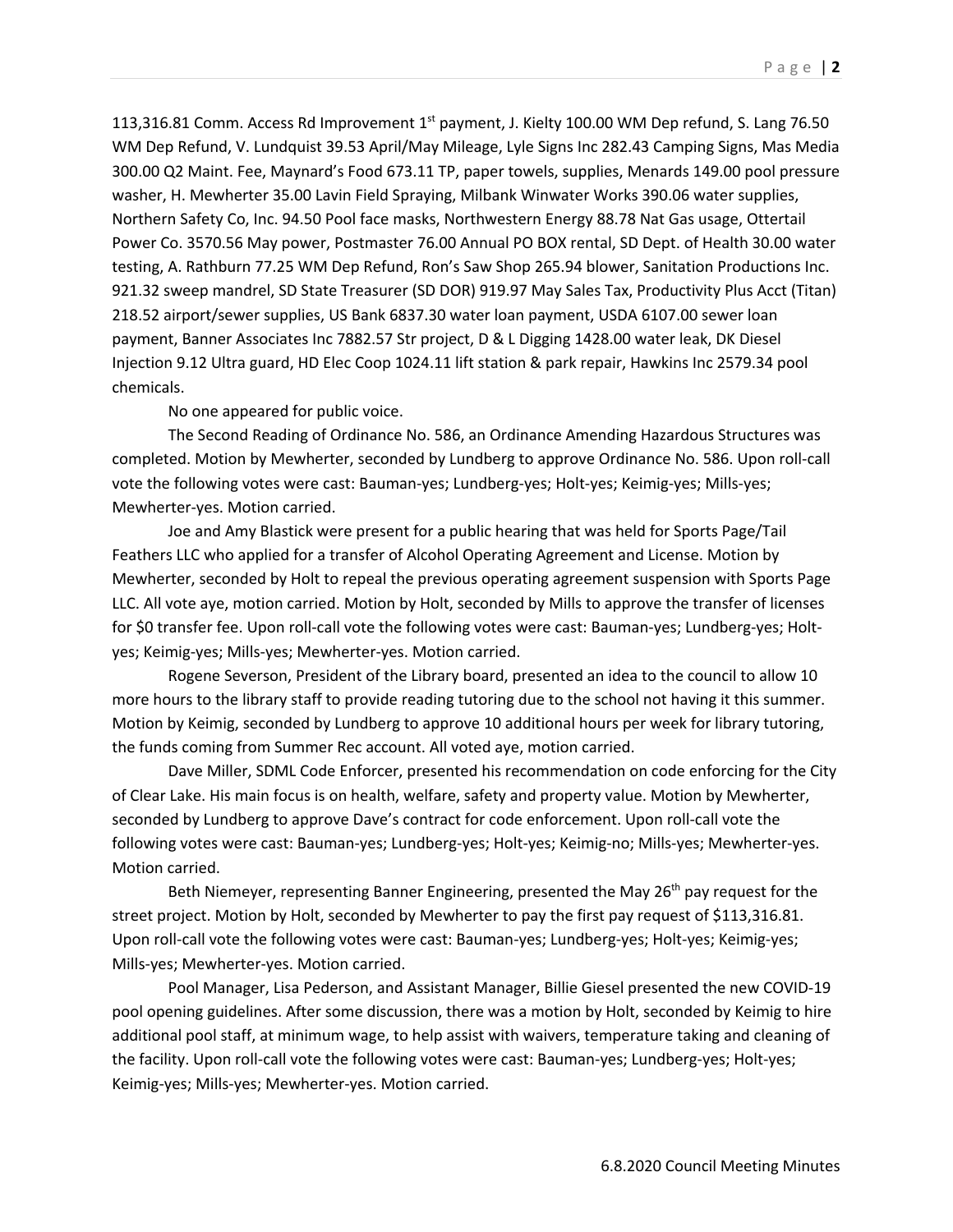113,316.81 Comm. Access Rd Improvement 1st payment, J. Kielty 100.00 WM Dep refund, S. Lang 76.50 WM Dep Refund, V. Lundquist 39.53 April/May Mileage, Lyle Signs Inc 282.43 Camping Signs, Mas Media 300.00 Q2 Maint. Fee, Maynard's Food 673.11 TP, paper towels, supplies, Menards 149.00 pool pressure washer, H. Mewherter 35.00 Lavin Field Spraying, Milbank Winwater Works 390.06 water supplies, Northern Safety Co, Inc. 94.50 Pool face masks, Northwestern Energy 88.78 Nat Gas usage, Ottertail Power Co. 3570.56 May power, Postmaster 76.00 Annual PO BOX rental, SD Dept. of Health 30.00 water testing, A. Rathburn 77.25 WM Dep Refund, Ron's Saw Shop 265.94 blower, Sanitation Productions Inc. 921.32 sweep mandrel, SD State Treasurer (SD DOR) 919.97 May Sales Tax, Productivity Plus Acct (Titan) 218.52 airport/sewer supplies, US Bank 6837.30 water loan payment, USDA 6107.00 sewer loan payment, Banner Associates Inc 7882.57 Str project, D & L Digging 1428.00 water leak, DK Diesel Injection 9.12 Ultra guard, HD Elec Coop 1024.11 lift station & park repair, Hawkins Inc 2579.34 pool chemicals.

No one appeared for public voice.

The Second Reading of Ordinance No. 586, an Ordinance Amending Hazardous Structures was completed. Motion by Mewherter, seconded by Lundberg to approve Ordinance No. 586. Upon roll-call vote the following votes were cast: Bauman-yes; Lundberg-yes; Holt-yes; Keimig-yes; Mills-yes; Mewherter-yes. Motion carried.

Joe and Amy Blastick were present for a public hearing that was held for Sports Page/Tail Feathers LLC who applied for a transfer of Alcohol Operating Agreement and License. Motion by Mewherter, seconded by Holt to repeal the previous operating agreement suspension with Sports Page LLC. All vote aye, motion carried. Motion by Holt, seconded by Mills to approve the transfer of licenses for $0 transfer fee. Upon roll-call vote the following votes were cast: Bauman-yes; Lundberg-yes; Holt-yes; Keimig-yes; Mills-yes; Mewherter-yes. Motion carried.

Rogene Severson, President of the Library board, presented an idea to the council to allow 10 more hours to the library staff to provide reading tutoring due to the school not having it this summer. Motion by Keimig, seconded by Lundberg to approve 10 additional hours per week for library tutoring, the funds coming from Summer Rec account. All voted aye, motion carried.

Dave Miller, SDML Code Enforcer, presented his recommendation on code enforcing for the City of Clear Lake. His main focus is on health, welfare, safety and property value. Motion by Mewherter, seconded by Lundberg to approve Dave's contract for code enforcement. Upon roll-call vote the following votes were cast: Bauman-yes; Lundberg-yes; Holt-yes; Keimig-no; Mills-yes; Mewherter-yes. Motion carried.

Beth Niemeyer, representing Banner Engineering, presented the May 26th pay request for the street project. Motion by Holt, seconded by Mewherter to pay the first pay request of $113,316.81. Upon roll-call vote the following votes were cast: Bauman-yes; Lundberg-yes; Holt-yes; Keimig-yes; Mills-yes; Mewherter-yes. Motion carried.

Pool Manager, Lisa Pederson, and Assistant Manager, Billie Giesel presented the new COVID-19 pool opening guidelines. After some discussion, there was a motion by Holt, seconded by Keimig to hire additional pool staff, at minimum wage, to help assist with waivers, temperature taking and cleaning of the facility. Upon roll-call vote the following votes were cast: Bauman-yes; Lundberg-yes; Holt-yes; Keimig-yes; Mills-yes; Mewherter-yes. Motion carried.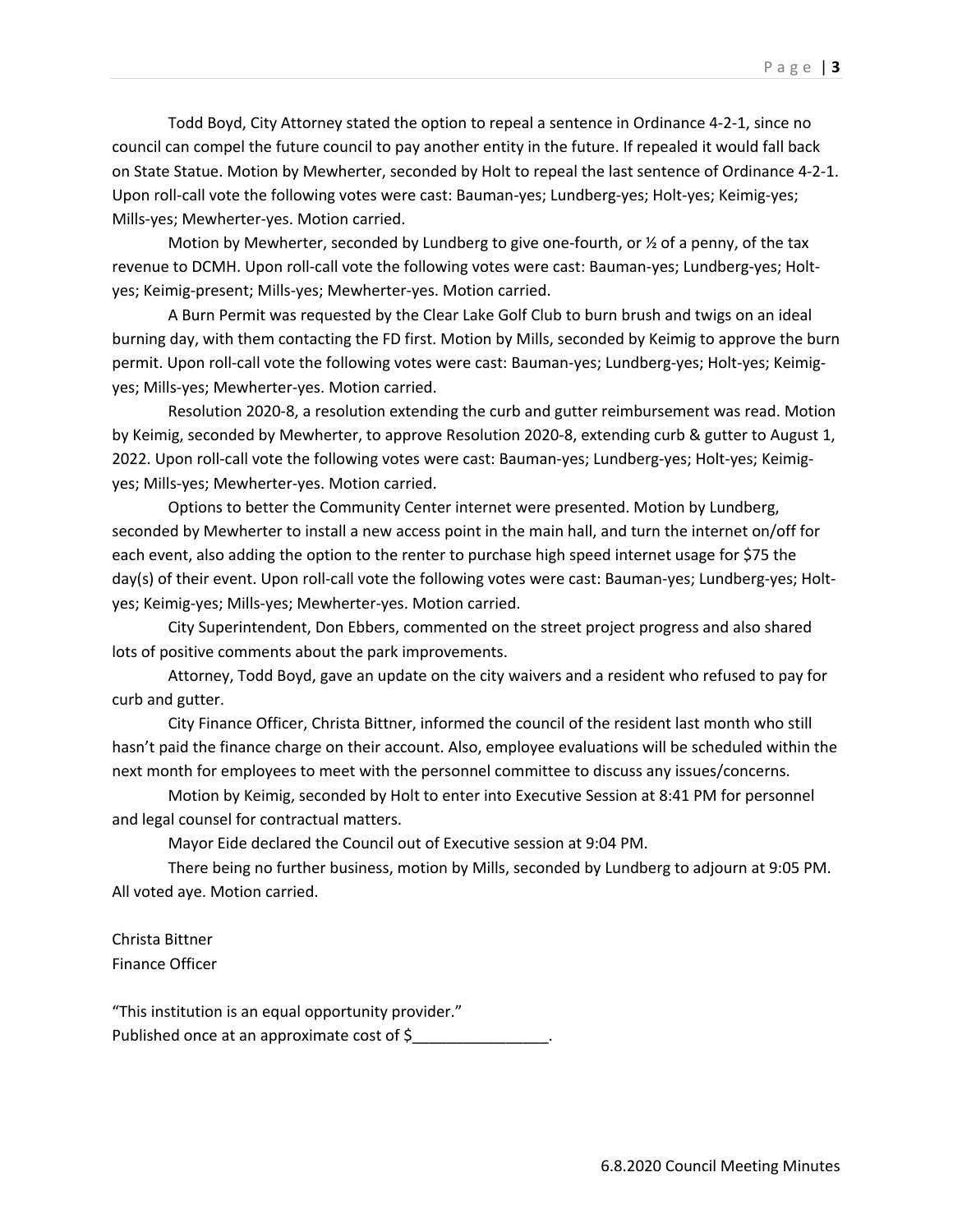Todd Boyd, City Attorney stated the option to repeal a sentence in Ordinance 4-2-1, since no council can compel the future council to pay another entity in the future. If repealed it would fall back on State Statue. Motion by Mewherter, seconded by Holt to repeal the last sentence of Ordinance 4-2-1. Upon roll-call vote the following votes were cast: Bauman-yes; Lundberg-yes; Holt-yes; Keimig-yes; Mills-yes; Mewherter-yes. Motion carried.

Motion by Mewherter, seconded by Lundberg to give one-fourth, or ½ of a penny, of the tax revenue to DCMH. Upon roll-call vote the following votes were cast: Bauman-yes; Lundberg-yes; Holt-yes; Keimig-present; Mills-yes; Mewherter-yes. Motion carried.

A Burn Permit was requested by the Clear Lake Golf Club to burn brush and twigs on an ideal burning day, with them contacting the FD first. Motion by Mills, seconded by Keimig to approve the burn permit. Upon roll-call vote the following votes were cast: Bauman-yes; Lundberg-yes; Holt-yes; Keimig-yes; Mills-yes; Mewherter-yes. Motion carried.

Resolution 2020-8, a resolution extending the curb and gutter reimbursement was read. Motion by Keimig, seconded by Mewherter, to approve Resolution 2020-8, extending curb & gutter to August 1, 2022. Upon roll-call vote the following votes were cast: Bauman-yes; Lundberg-yes; Holt-yes; Keimig-yes; Mills-yes; Mewherter-yes. Motion carried.

Options to better the Community Center internet were presented. Motion by Lundberg, seconded by Mewherter to install a new access point in the main hall, and turn the internet on/off for each event, also adding the option to the renter to purchase high speed internet usage for $75 the day(s) of their event. Upon roll-call vote the following votes were cast: Bauman-yes; Lundberg-yes; Holt-yes; Keimig-yes; Mills-yes; Mewherter-yes. Motion carried.

City Superintendent, Don Ebbers, commented on the street project progress and also shared lots of positive comments about the park improvements.

Attorney, Todd Boyd, gave an update on the city waivers and a resident who refused to pay for curb and gutter.

City Finance Officer, Christa Bittner, informed the council of the resident last month who still hasn't paid the finance charge on their account. Also, employee evaluations will be scheduled within the next month for employees to meet with the personnel committee to discuss any issues/concerns.

Motion by Keimig, seconded by Holt to enter into Executive Session at 8:41 PM for personnel and legal counsel for contractual matters.

Mayor Eide declared the Council out of Executive session at 9:04 PM.

There being no further business, motion by Mills, seconded by Lundberg to adjourn at 9:05 PM. All voted aye. Motion carried.

Christa Bittner
Finance Officer

"This institution is an equal opportunity provider."
Published once at an approximate cost of $________________.